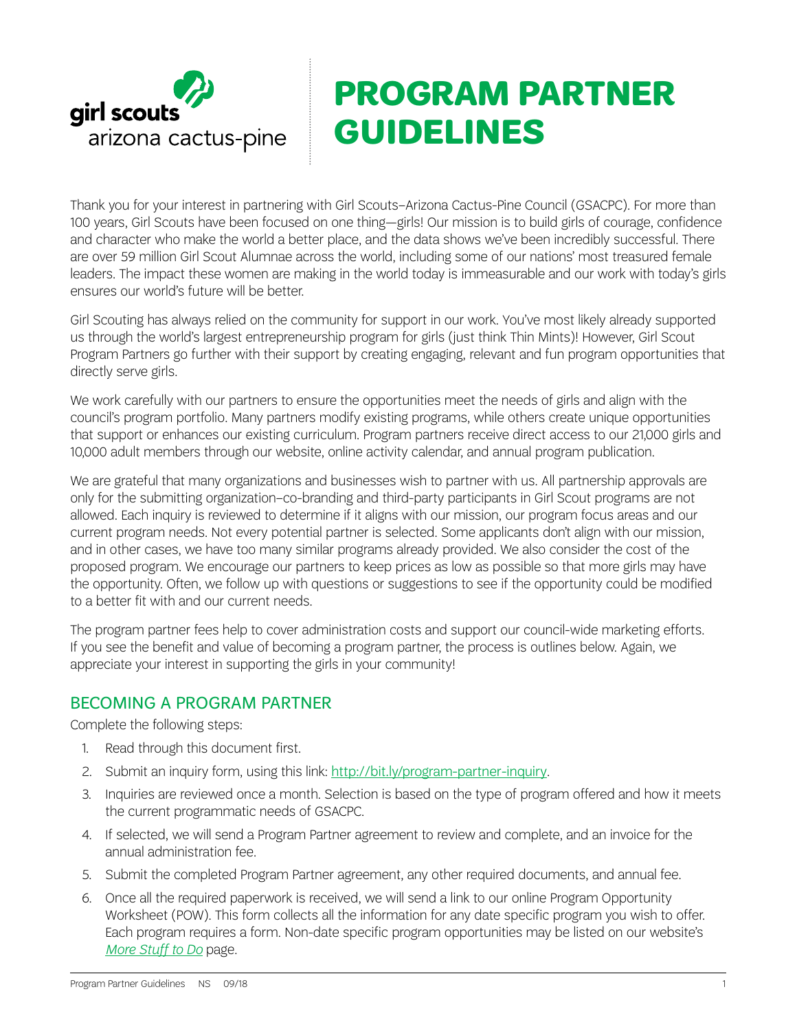girl scouts
arizona cactus-pine

# PROGRAM PARTNER GUIDELINES

Thank you for your interest in partnering with Girl Scouts–Arizona Cactus-Pine Council (GSACPC). For more than 100 years, Girl Scouts have been focused on one thing—girls! Our mission is to build girls of courage, confidence and character who make the world a better place, and the data shows we've been incredibly successful. There are over 59 million Girl Scout Alumnae across the world, including some of our nations' most treasured female leaders. The impact these women are making in the world today is immeasurable and our work with today's girls ensures our world's future will be better.

Girl Scouting has always relied on the community for support in our work. You've most likely already supported us through the world's largest entrepreneurship program for girls (just think Thin Mints)! However, Girl Scout Program Partners go further with their support by creating engaging, relevant and fun program opportunities that directly serve girls.

We work carefully with our partners to ensure the opportunities meet the needs of girls and align with the council's program portfolio. Many partners modify existing programs, while others create unique opportunities that support or enhances our existing curriculum. Program partners receive direct access to our 21,000 girls and 10,000 adult members through our website, online activity calendar, and annual program publication.

We are grateful that many organizations and businesses wish to partner with us. All partnership approvals are only for the submitting organization–co-branding and third-party participants in Girl Scout programs are not allowed. Each inquiry is reviewed to determine if it aligns with our mission, our program focus areas and our current program needs. Not every potential partner is selected. Some applicants don't align with our mission, and in other cases, we have too many similar programs already provided. We also consider the cost of the proposed program. We encourage our partners to keep prices as low as possible so that more girls may have the opportunity. Often, we follow up with questions or suggestions to see if the opportunity could be modified to a better fit with and our current needs.

The program partner fees help to cover administration costs and support our council-wide marketing efforts. If you see the benefit and value of becoming a program partner, the process is outlines below. Again, we appreciate your interest in supporting the girls in your community!

## BECOMING A PROGRAM PARTNER

Complete the following steps:

1. Read through this document first.
2. Submit an inquiry form, using this link: http://bit.ly/program-partner-inquiry.
3. Inquiries are reviewed once a month. Selection is based on the type of program offered and how it meets the current programmatic needs of GSACPC.
4. If selected, we will send a Program Partner agreement to review and complete, and an invoice for the annual administration fee.
5. Submit the completed Program Partner agreement, any other required documents, and annual fee.
6. Once all the required paperwork is received, we will send a link to our online Program Opportunity Worksheet (POW). This form collects all the information for any date specific program you wish to offer. Each program requires a form. Non-date specific program opportunities may be listed on our website's *More Stuff to Do* page.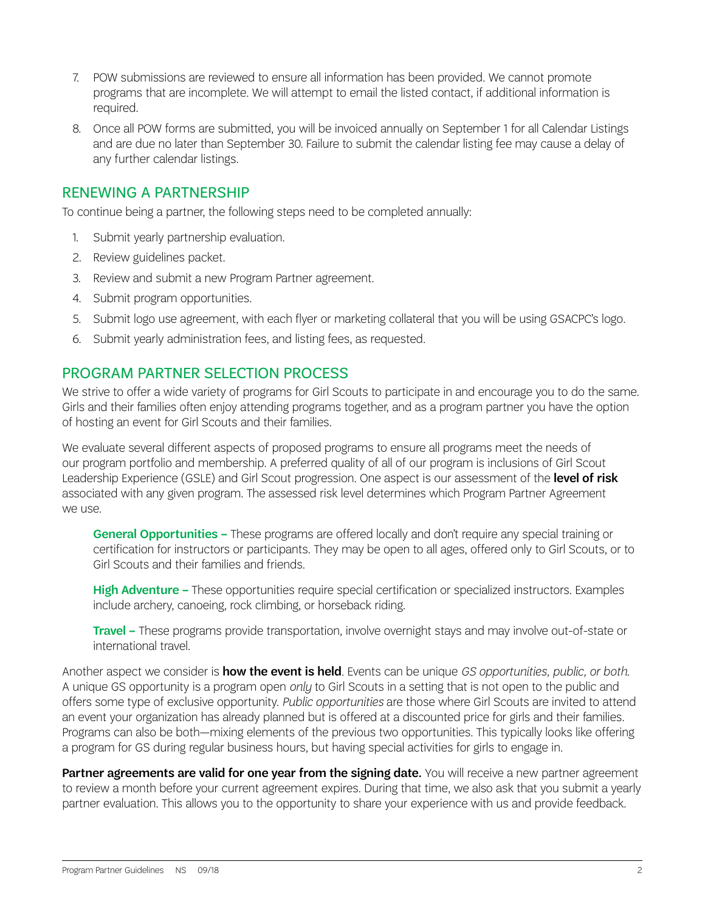7. POW submissions are reviewed to ensure all information has been provided. We cannot promote programs that are incomplete. We will attempt to email the listed contact, if additional information is required.
8. Once all POW forms are submitted, you will be invoiced annually on September 1 for all Calendar Listings and are due no later than September 30. Failure to submit the calendar listing fee may cause a delay of any further calendar listings.

## RENEWING A PARTNERSHIP

To continue being a partner, the following steps need to be completed annually:

1. Submit yearly partnership evaluation.
2. Review guidelines packet.
3. Review and submit a new Program Partner agreement.
4. Submit program opportunities.
5. Submit logo use agreement, with each flyer or marketing collateral that you will be using GSACPC's logo.
6. Submit yearly administration fees, and listing fees, as requested.

## PROGRAM PARTNER SELECTION PROCESS

We strive to offer a wide variety of programs for Girl Scouts to participate in and encourage you to do the same. Girls and their families often enjoy attending programs together, and as a program partner you have the option of hosting an event for Girl Scouts and their families.

We evaluate several different aspects of proposed programs to ensure all programs meet the needs of our program portfolio and membership. A preferred quality of all of our program is inclusions of Girl Scout Leadership Experience (GSLE) and Girl Scout progression. One aspect is our assessment of the **level of risk** associated with any given program. The assessed risk level determines which Program Partner Agreement we use.

**General Opportunities –** These programs are offered locally and don't require any special training or certification for instructors or participants. They may be open to all ages, offered only to Girl Scouts, or to Girl Scouts and their families and friends.

**High Adventure –** These opportunities require special certification or specialized instructors. Examples include archery, canoeing, rock climbing, or horseback riding.

**Travel –** These programs provide transportation, involve overnight stays and may involve out-of-state or international travel.

Another aspect we consider is **how the event is held**. Events can be unique *GS opportunities, public, or both.* A unique GS opportunity is a program open *only* to Girl Scouts in a setting that is not open to the public and offers some type of exclusive opportunity. *Public opportunities* are those where Girl Scouts are invited to attend an event your organization has already planned but is offered at a discounted price for girls and their families. Programs can also be both—mixing elements of the previous two opportunities. This typically looks like offering a program for GS during regular business hours, but having special activities for girls to engage in.

**Partner agreements are valid for one year from the signing date.** You will receive a new partner agreement to review a month before your current agreement expires. During that time, we also ask that you submit a yearly partner evaluation. This allows you to the opportunity to share your experience with us and provide feedback.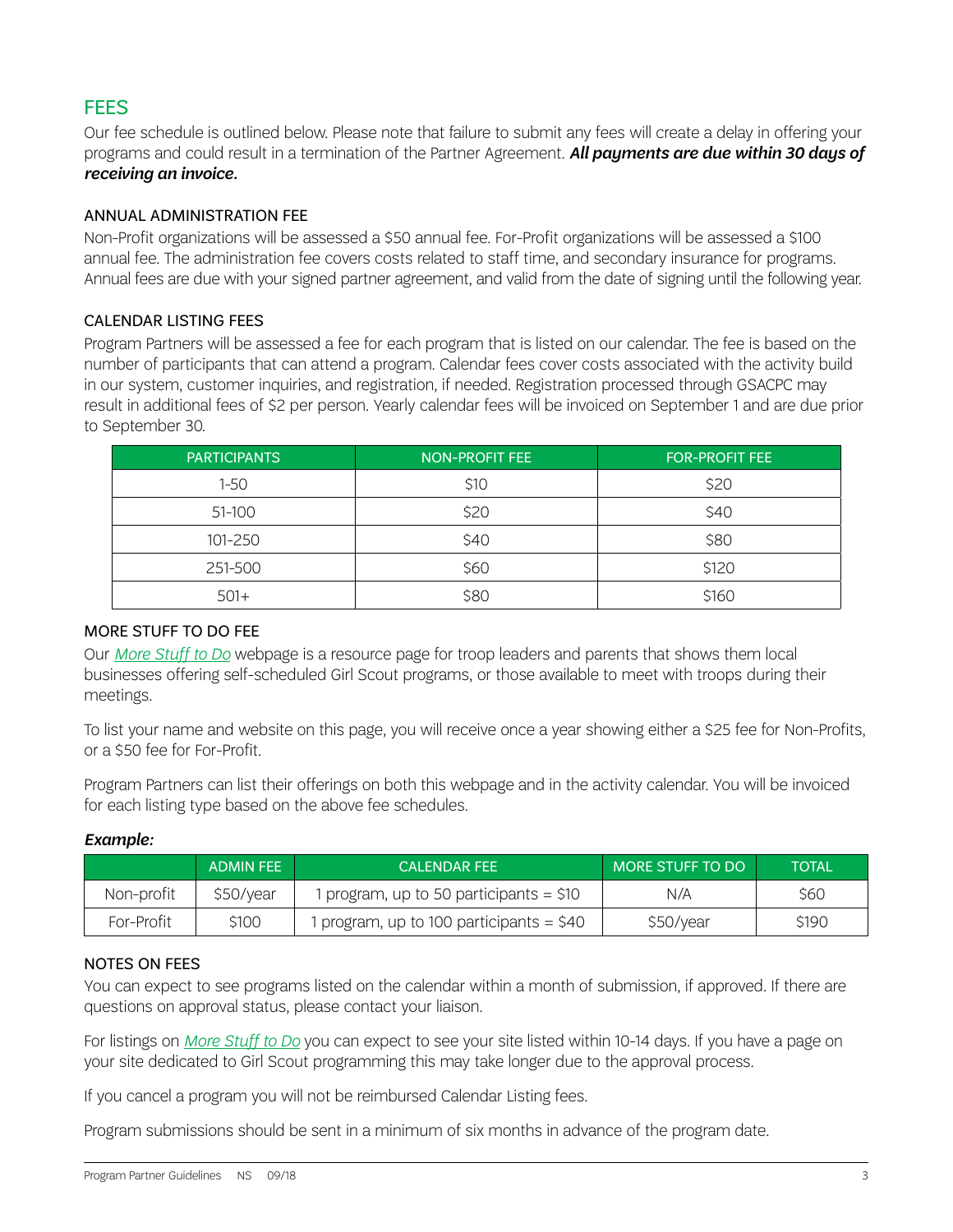## FEES

Our fee schedule is outlined below. Please note that failure to submit any fees will create a delay in offering your programs and could result in a termination of the Partner Agreement. ***All payments are due within 30 days of receiving an invoice.***

### ANNUAL ADMINISTRATION FEE

Non-Profit organizations will be assessed a $50 annual fee. For-Profit organizations will be assessed a $100 annual fee. The administration fee covers costs related to staff time, and secondary insurance for programs. Annual fees are due with your signed partner agreement, and valid from the date of signing until the following year.

### CALENDAR LISTING FEES

Program Partners will be assessed a fee for each program that is listed on our calendar. The fee is based on the number of participants that can attend a program. Calendar fees cover costs associated with the activity build in our system, customer inquiries, and registration, if needed. Registration processed through GSACPC may result in additional fees of $2 per person. Yearly calendar fees will be invoiced on September 1 and are due prior to September 30.

| PARTICIPANTS | NON-PROFIT FEE | FOR-PROFIT FEE |
|---|---|---|
| 1-50 | $10 | $20 |
| 51-100 | $20 | $40 |
| 101-250 | $40 | $80 |
| 251-500 | $60 | $120 |
| 501+ | $80 | $160 |

### MORE STUFF TO DO FEE

Our *More Stuff to Do* webpage is a resource page for troop leaders and parents that shows them local businesses offering self-scheduled Girl Scout programs, or those available to meet with troops during their meetings.

To list your name and website on this page, you will receive once a year showing either a $25 fee for Non-Profits, or a $50 fee for For-Profit.

Program Partners can list their offerings on both this webpage and in the activity calendar. You will be invoiced for each listing type based on the above fee schedules.

***Example:***

| | ADMIN FEE | CALENDAR FEE | MORE STUFF TO DO | TOTAL |
|---|---|---|---|---|
| Non-profit | $50/year | 1 program, up to 50 participants = $10 | N/A | $60 |
| For-Profit | $100 | 1 program, up to 100 participants = $40 | $50/year | $190 |

### NOTES ON FEES

You can expect to see programs listed on the calendar within a month of submission, if approved. If there are questions on approval status, please contact your liaison.

For listings on *More Stuff to Do* you can expect to see your site listed within 10-14 days. If you have a page on your site dedicated to Girl Scout programming this may take longer due to the approval process.

If you cancel a program you will not be reimbursed Calendar Listing fees.

Program submissions should be sent in a minimum of six months in advance of the program date.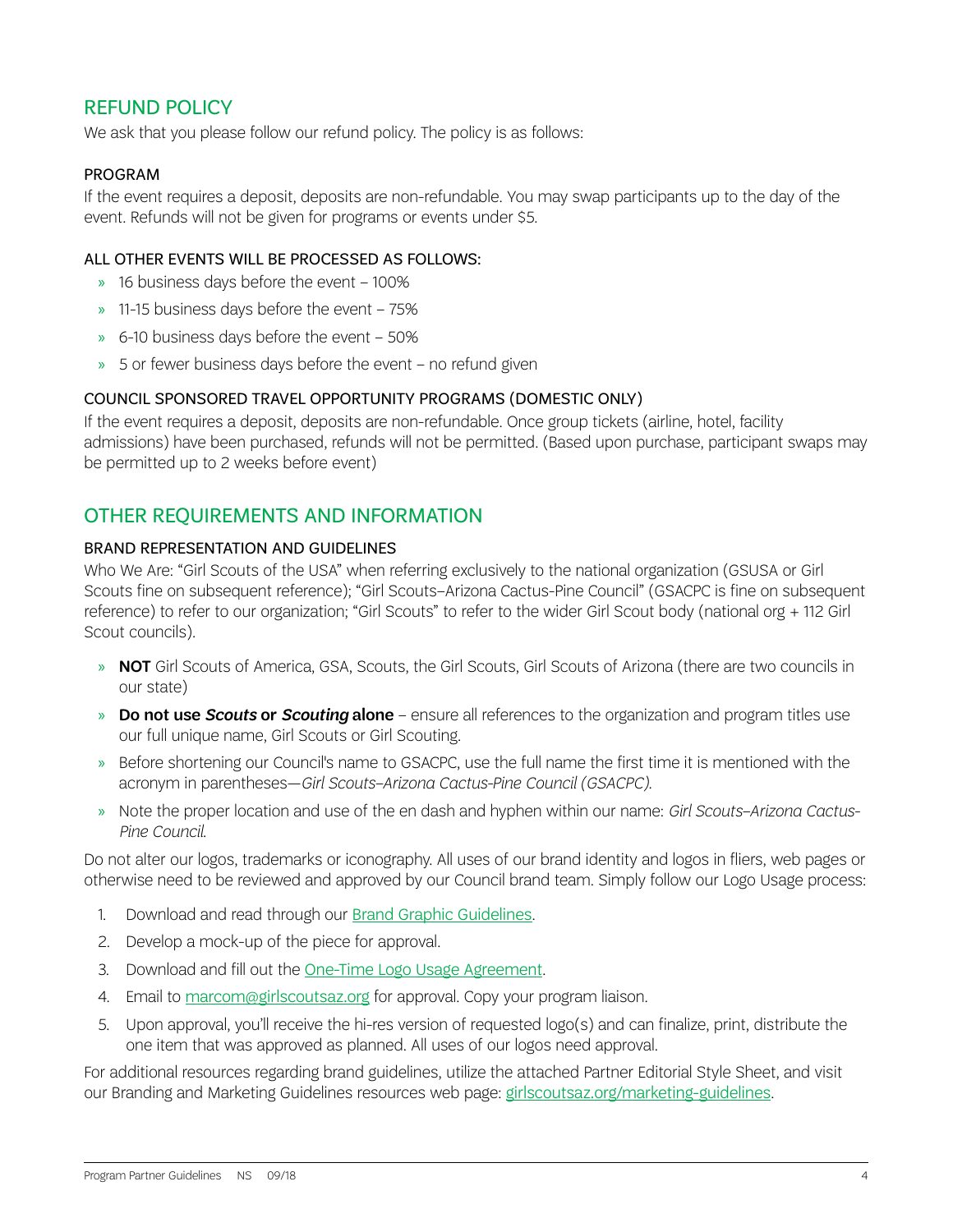## REFUND POLICY

We ask that you please follow our refund policy. The policy is as follows:

### PROGRAM

If the event requires a deposit, deposits are non-refundable. You may swap participants up to the day of the event. Refunds will not be given for programs or events under $5.

### ALL OTHER EVENTS WILL BE PROCESSED AS FOLLOWS:

- 16 business days before the event – 100%
- 11-15 business days before the event – 75%
- 6-10 business days before the event – 50%
- 5 or fewer business days before the event – no refund given

### COUNCIL SPONSORED TRAVEL OPPORTUNITY PROGRAMS (DOMESTIC ONLY)

If the event requires a deposit, deposits are non-refundable. Once group tickets (airline, hotel, facility admissions) have been purchased, refunds will not be permitted. (Based upon purchase, participant swaps may be permitted up to 2 weeks before event)

## OTHER REQUIREMENTS AND INFORMATION

### BRAND REPRESENTATION AND GUIDELINES

Who We Are: "Girl Scouts of the USA" when referring exclusively to the national organization (GSUSA or Girl Scouts fine on subsequent reference); "Girl Scouts–Arizona Cactus-Pine Council" (GSACPC is fine on subsequent reference) to refer to our organization; "Girl Scouts" to refer to the wider Girl Scout body (national org + 112 Girl Scout councils).

- **NOT** Girl Scouts of America, GSA, Scouts, the Girl Scouts, Girl Scouts of Arizona (there are two councils in our state)
- **Do not use *Scouts* or *Scouting* alone** – ensure all references to the organization and program titles use our full unique name, Girl Scouts or Girl Scouting.
- Before shortening our Council's name to GSACPC, use the full name the first time it is mentioned with the acronym in parentheses—*Girl Scouts–Arizona Cactus-Pine Council (GSACPC).*
- Note the proper location and use of the en dash and hyphen within our name: *Girl Scouts–Arizona Cactus-Pine Council.*

Do not alter our logos, trademarks or iconography. All uses of our brand identity and logos in fliers, web pages or otherwise need to be reviewed and approved by our Council brand team. Simply follow our Logo Usage process:

1. Download and read through our Brand Graphic Guidelines.
2. Develop a mock-up of the piece for approval.
3. Download and fill out the One-Time Logo Usage Agreement.
4. Email to marcom@girlscoutsaz.org for approval. Copy your program liaison.
5. Upon approval, you'll receive the hi-res version of requested logo(s) and can finalize, print, distribute the one item that was approved as planned. All uses of our logos need approval.

For additional resources regarding brand guidelines, utilize the attached Partner Editorial Style Sheet, and visit our Branding and Marketing Guidelines resources web page: girlscoutsaz.org/marketing-guidelines.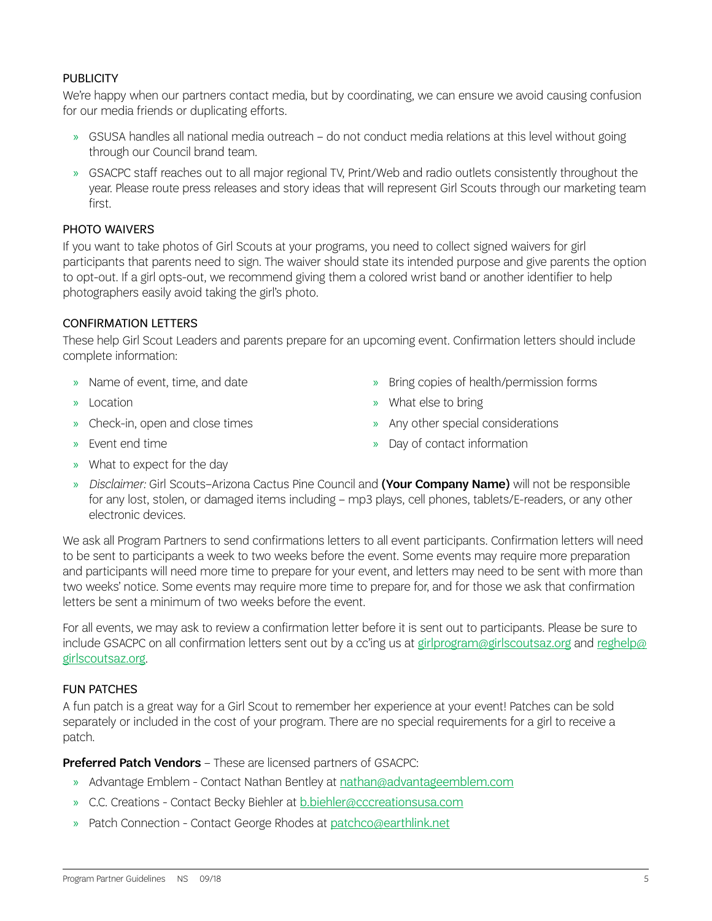### PUBLICITY

We're happy when our partners contact media, but by coordinating, we can ensure we avoid causing confusion for our media friends or duplicating efforts.

- GSUSA handles all national media outreach – do not conduct media relations at this level without going through our Council brand team.
- GSACPC staff reaches out to all major regional TV, Print/Web and radio outlets consistently throughout the year. Please route press releases and story ideas that will represent Girl Scouts through our marketing team first.

### PHOTO WAIVERS

If you want to take photos of Girl Scouts at your programs, you need to collect signed waivers for girl participants that parents need to sign. The waiver should state its intended purpose and give parents the option to opt-out. If a girl opts-out, we recommend giving them a colored wrist band or another identifier to help photographers easily avoid taking the girl's photo.

### CONFIRMATION LETTERS

These help Girl Scout Leaders and parents prepare for an upcoming event. Confirmation letters should include complete information:

- Name of event, time, and date
- Location
- Check-in, open and close times
- Event end time
- What to expect for the day
- Bring copies of health/permission forms
- What else to bring
- Any other special considerations
- Day of contact information
- *Disclaimer:* Girl Scouts–Arizona Cactus Pine Council and **(Your Company Name)** will not be responsible for any lost, stolen, or damaged items including – mp3 plays, cell phones, tablets/E-readers, or any other electronic devices.

We ask all Program Partners to send confirmations letters to all event participants. Confirmation letters will need to be sent to participants a week to two weeks before the event. Some events may require more preparation and participants will need more time to prepare for your event, and letters may need to be sent with more than two weeks' notice. Some events may require more time to prepare for, and for those we ask that confirmation letters be sent a minimum of two weeks before the event.

For all events, we may ask to review a confirmation letter before it is sent out to participants. Please be sure to include GSACPC on all confirmation letters sent out by a cc'ing us at girlprogram@girlscoutsaz.org and reghelp@girlscoutsaz.org.

### FUN PATCHES

A fun patch is a great way for a Girl Scout to remember her experience at your event! Patches can be sold separately or included in the cost of your program. There are no special requirements for a girl to receive a patch.

**Preferred Patch Vendors** – These are licensed partners of GSACPC:

- Advantage Emblem - Contact Nathan Bentley at nathan@advantageemblem.com
- C.C. Creations - Contact Becky Biehler at b.biehler@cccreationsusa.com
- Patch Connection - Contact George Rhodes at patchco@earthlink.net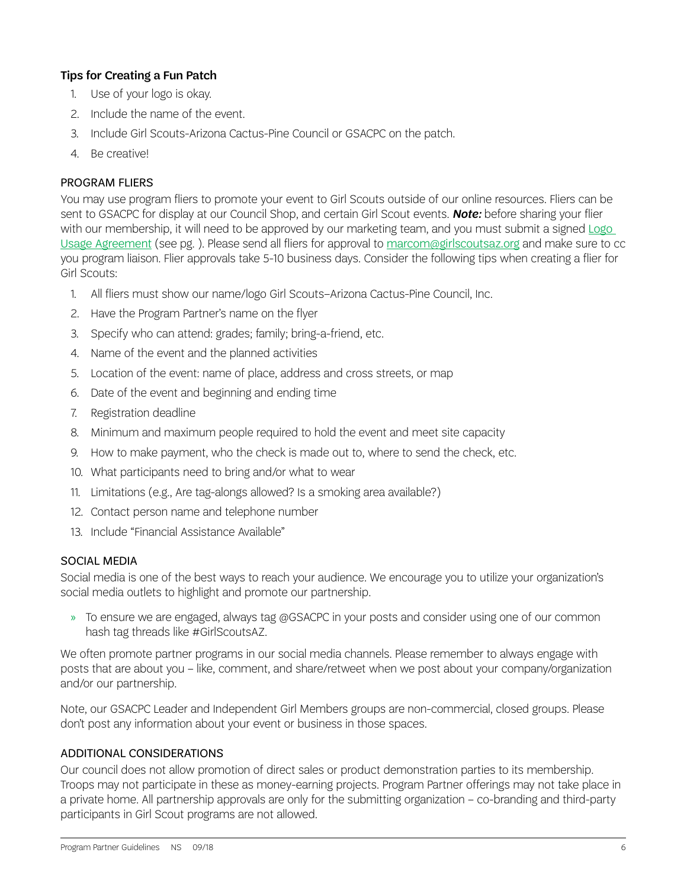### Tips for Creating a Fun Patch

1. Use of your logo is okay.
2. Include the name of the event.
3. Include Girl Scouts-Arizona Cactus-Pine Council or GSACPC on the patch.
4. Be creative!

## PROGRAM FLIERS

You may use program fliers to promote your event to Girl Scouts outside of our online resources. Fliers can be sent to GSACPC for display at our Council Shop, and certain Girl Scout events. ***Note:*** before sharing your flier with our membership, it will need to be approved by our marketing team, and you must submit a signed Logo Usage Agreement (see pg. ). Please send all fliers for approval to marcom@girlscoutsaz.org and make sure to cc you program liaison. Flier approvals take 5-10 business days. Consider the following tips when creating a flier for Girl Scouts:

1. All fliers must show our name/logo Girl Scouts–Arizona Cactus-Pine Council, Inc.
2. Have the Program Partner's name on the flyer
3. Specify who can attend: grades; family; bring-a-friend, etc.
4. Name of the event and the planned activities
5. Location of the event: name of place, address and cross streets, or map
6. Date of the event and beginning and ending time
7. Registration deadline
8. Minimum and maximum people required to hold the event and meet site capacity
9. How to make payment, who the check is made out to, where to send the check, etc.
10. What participants need to bring and/or what to wear
11. Limitations (e.g., Are tag-alongs allowed? Is a smoking area available?)
12. Contact person name and telephone number
13. Include "Financial Assistance Available"

## SOCIAL MEDIA

Social media is one of the best ways to reach your audience. We encourage you to utilize your organization's social media outlets to highlight and promote our partnership.

- To ensure we are engaged, always tag @GSACPC in your posts and consider using one of our common hash tag threads like #GirlScoutsAZ.

We often promote partner programs in our social media channels. Please remember to always engage with posts that are about you – like, comment, and share/retweet when we post about your company/organization and/or our partnership.

Note, our GSACPC Leader and Independent Girl Members groups are non-commercial, closed groups. Please don't post any information about your event or business in those spaces.

## ADDITIONAL CONSIDERATIONS

Our council does not allow promotion of direct sales or product demonstration parties to its membership. Troops may not participate in these as money-earning projects. Program Partner offerings may not take place in a private home. All partnership approvals are only for the submitting organization – co-branding and third-party participants in Girl Scout programs are not allowed.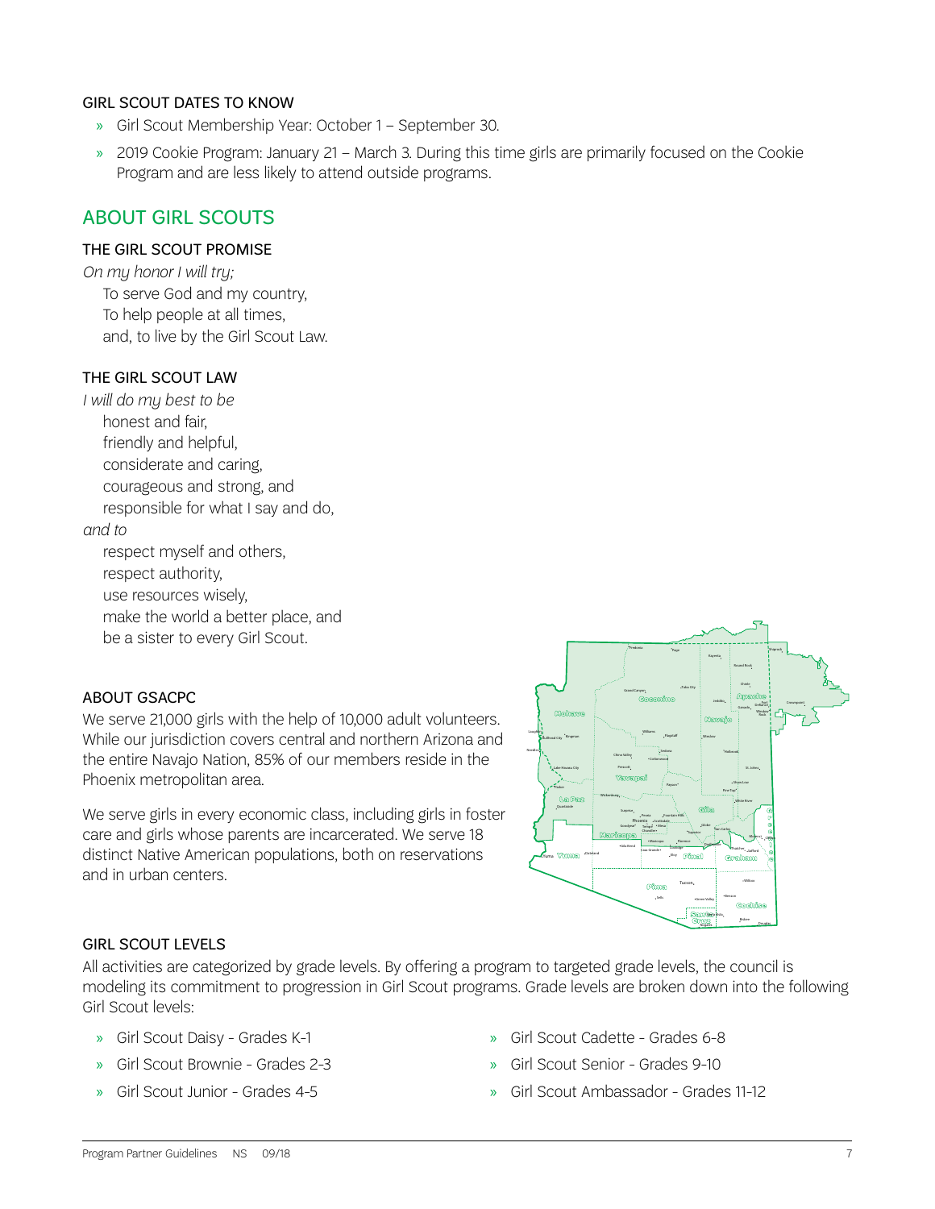### GIRL SCOUT DATES TO KNOW

- Girl Scout Membership Year: October 1 – September 30.
- 2019 Cookie Program: January 21 – March 3. During this time girls are primarily focused on the Cookie Program and are less likely to attend outside programs.

## ABOUT GIRL SCOUTS

### THE GIRL SCOUT PROMISE

*On my honor I will try;*
To serve God and my country,
To help people at all times,
and, to live by the Girl Scout Law.

### THE GIRL SCOUT LAW

*I will do my best to be*
honest and fair,
friendly and helpful,
considerate and caring,
courageous and strong, and
responsible for what I say and do,
*and to*
respect myself and others,
respect authority,
use resources wisely,
make the world a better place, and
be a sister to every Girl Scout.

### ABOUT GSACPC

We serve 21,000 girls with the help of 10,000 adult volunteers. While our jurisdiction covers central and northern Arizona and the entire Navajo Nation, 85% of our members reside in the Phoenix metropolitan area.

We serve girls in every economic class, including girls in foster care and girls whose parents are incarcerated. We serve 18 distinct Native American populations, both on reservations and in urban centers.

### GIRL SCOUT LEVELS

All activities are categorized by grade levels. By offering a program to targeted grade levels, the council is modeling its commitment to progression in Girl Scout programs. Grade levels are broken down into the following Girl Scout levels:

- Girl Scout Daisy - Grades K-1
- Girl Scout Brownie - Grades 2-3
- Girl Scout Junior - Grades 4-5
- Girl Scout Cadette - Grades 6-8
- Girl Scout Senior - Grades 9-10
- Girl Scout Ambassador - Grades 11-12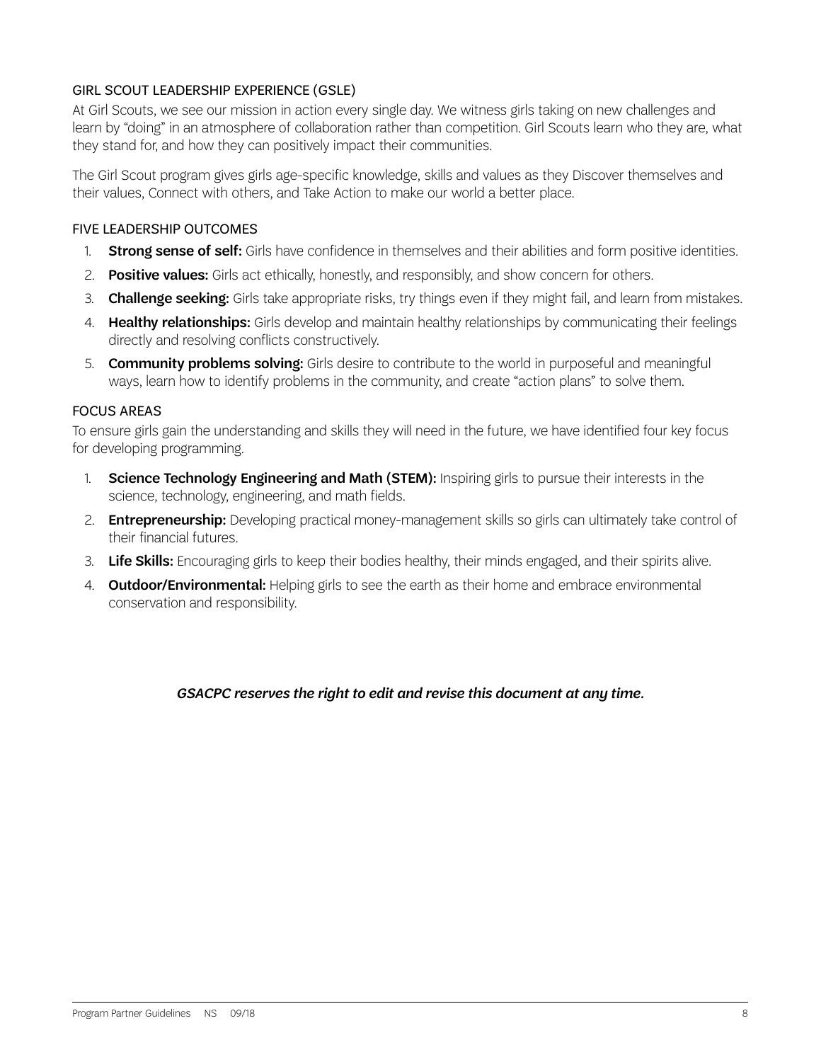## GIRL SCOUT LEADERSHIP EXPERIENCE (GSLE)

At Girl Scouts, we see our mission in action every single day. We witness girls taking on new challenges and learn by "doing" in an atmosphere of collaboration rather than competition. Girl Scouts learn who they are, what they stand for, and how they can positively impact their communities.

The Girl Scout program gives girls age-specific knowledge, skills and values as they Discover themselves and their values, Connect with others, and Take Action to make our world a better place.

## FIVE LEADERSHIP OUTCOMES

1. **Strong sense of self:** Girls have confidence in themselves and their abilities and form positive identities.
2. **Positive values:** Girls act ethically, honestly, and responsibly, and show concern for others.
3. **Challenge seeking:** Girls take appropriate risks, try things even if they might fail, and learn from mistakes.
4. **Healthy relationships:** Girls develop and maintain healthy relationships by communicating their feelings directly and resolving conflicts constructively.
5. **Community problems solving:** Girls desire to contribute to the world in purposeful and meaningful ways, learn how to identify problems in the community, and create "action plans" to solve them.

## FOCUS AREAS

To ensure girls gain the understanding and skills they will need in the future, we have identified four key focus for developing programming.

1. **Science Technology Engineering and Math (STEM):** Inspiring girls to pursue their interests in the science, technology, engineering, and math fields.
2. **Entrepreneurship:** Developing practical money-management skills so girls can ultimately take control of their financial futures.
3. **Life Skills:** Encouraging girls to keep their bodies healthy, their minds engaged, and their spirits alive.
4. **Outdoor/Environmental:** Helping girls to see the earth as their home and embrace environmental conservation and responsibility.

***GSACPC reserves the right to edit and revise this document at any time.***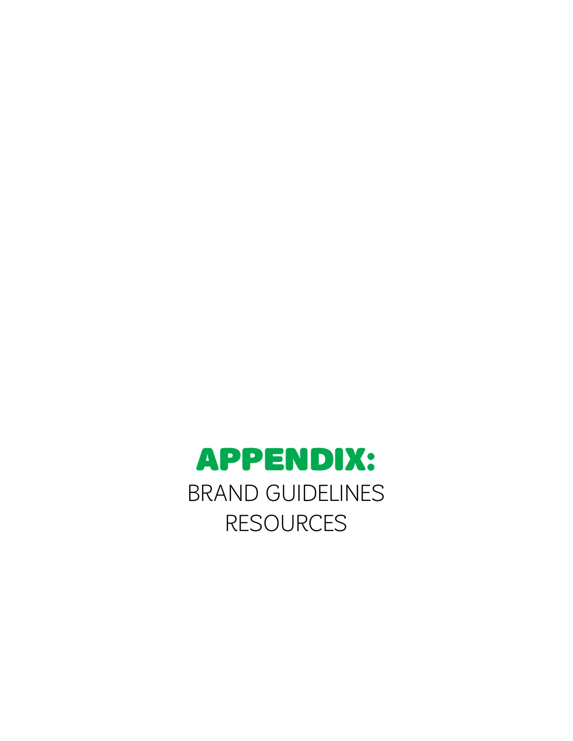# APPENDIX:

BRAND GUIDELINES

RESOURCES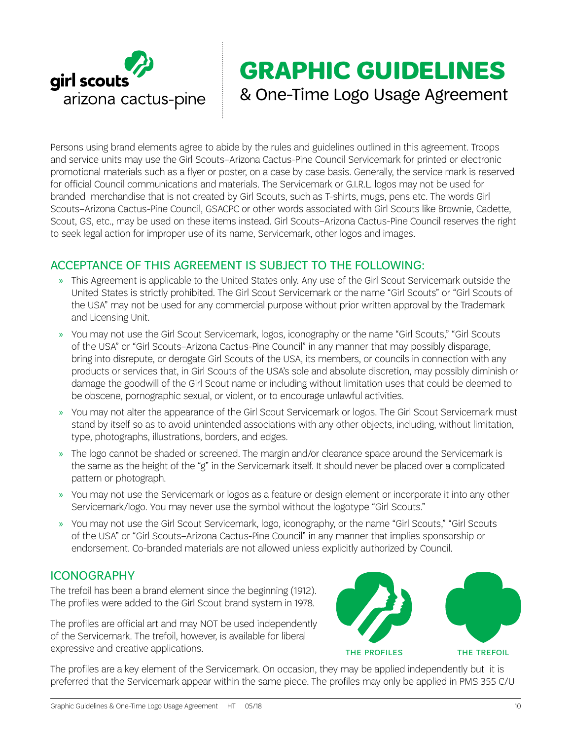girl scouts
arizona cactus-pine

# GRAPHIC GUIDELINES
## & One-Time Logo Usage Agreement

Persons using brand elements agree to abide by the rules and guidelines outlined in this agreement. Troops and service units may use the Girl Scouts–Arizona Cactus-Pine Council Servicemark for printed or electronic promotional materials such as a flyer or poster, on a case by case basis. Generally, the service mark is reserved for official Council communications and materials. The Servicemark or G.I.R.L. logos may not be used for branded merchandise that is not created by Girl Scouts, such as T-shirts, mugs, pens etc. The words Girl Scouts–Arizona Cactus-Pine Council, GSACPC or other words associated with Girl Scouts like Brownie, Cadette, Scout, GS, etc., may be used on these items instead. Girl Scouts–Arizona Cactus-Pine Council reserves the right to seek legal action for improper use of its name, Servicemark, other logos and images.

## ACCEPTANCE OF THIS AGREEMENT IS SUBJECT TO THE FOLLOWING:

- This Agreement is applicable to the United States only. Any use of the Girl Scout Servicemark outside the United States is strictly prohibited. The Girl Scout Servicemark or the name "Girl Scouts" or "Girl Scouts of the USA" may not be used for any commercial purpose without prior written approval by the Trademark and Licensing Unit.
- You may not use the Girl Scout Servicemark, logos, iconography or the name "Girl Scouts," "Girl Scouts of the USA" or "Girl Scouts–Arizona Cactus-Pine Council" in any manner that may possibly disparage, bring into disrepute, or derogate Girl Scouts of the USA, its members, or councils in connection with any products or services that, in Girl Scouts of the USA's sole and absolute discretion, may possibly diminish or damage the goodwill of the Girl Scout name or including without limitation uses that could be deemed to be obscene, pornographic sexual, or violent, or to encourage unlawful activities.
- You may not alter the appearance of the Girl Scout Servicemark or logos. The Girl Scout Servicemark must stand by itself so as to avoid unintended associations with any other objects, including, without limitation, type, photographs, illustrations, borders, and edges.
- The logo cannot be shaded or screened. The margin and/or clearance space around the Servicemark is the same as the height of the "g" in the Servicemark itself. It should never be placed over a complicated pattern or photograph.
- You may not use the Servicemark or logos as a feature or design element or incorporate it into any other Servicemark/logo. You may never use the symbol without the logotype "Girl Scouts."
- You may not use the Girl Scout Servicemark, logo, iconography, or the name "Girl Scouts," "Girl Scouts of the USA" or "Girl Scouts–Arizona Cactus-Pine Council" in any manner that implies sponsorship or endorsement. Co-branded materials are not allowed unless explicitly authorized by Council.

## ICONOGRAPHY

The trefoil has been a brand element since the beginning (1912). The profiles were added to the Girl Scout brand system in 1978.

The profiles are official art and may NOT be used independently of the Servicemark. The trefoil, however, is available for liberal expressive and creative applications.

THE PROFILES

THE TREFOIL

The profiles are a key element of the Servicemark. On occasion, they may be applied independently but it is preferred that the Servicemark appear within the same piece. The profiles may only be applied in PMS 355 C/U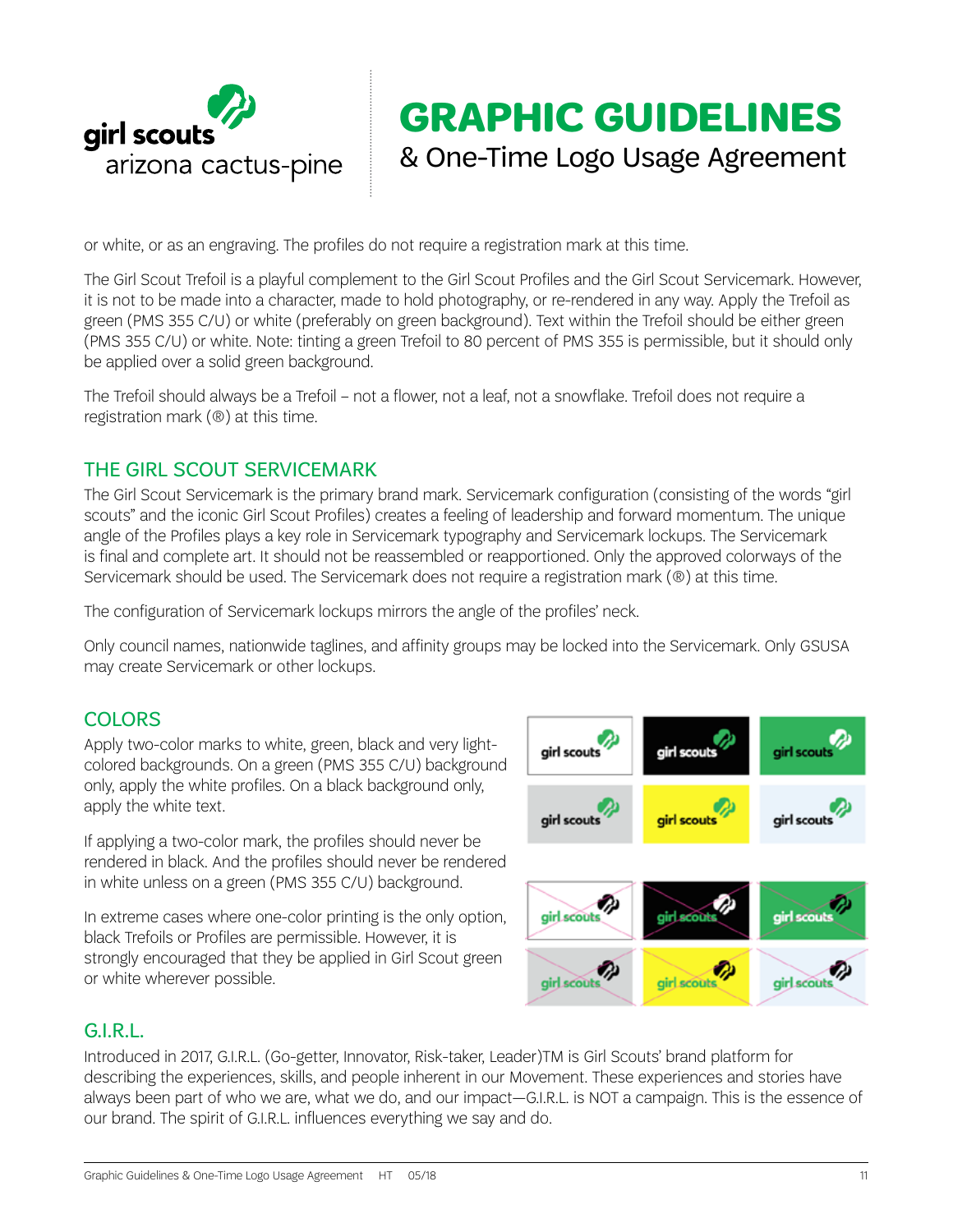or white, or as an engraving. The profiles do not require a registration mark at this time.

The Girl Scout Trefoil is a playful complement to the Girl Scout Profiles and the Girl Scout Servicemark. However, it is not to be made into a character, made to hold photography, or re-rendered in any way. Apply the Trefoil as green (PMS 355 C/U) or white (preferably on green background). Text within the Trefoil should be either green (PMS 355 C/U) or white. Note: tinting a green Trefoil to 80 percent of PMS 355 is permissible, but it should only be applied over a solid green background.

The Trefoil should always be a Trefoil – not a flower, not a leaf, not a snowflake. Trefoil does not require a registration mark (®) at this time.

## THE GIRL SCOUT SERVICEMARK

The Girl Scout Servicemark is the primary brand mark. Servicemark configuration (consisting of the words "girl scouts" and the iconic Girl Scout Profiles) creates a feeling of leadership and forward momentum. The unique angle of the Profiles plays a key role in Servicemark typography and Servicemark lockups. The Servicemark is final and complete art. It should not be reassembled or reapportioned. Only the approved colorways of the Servicemark should be used. The Servicemark does not require a registration mark (®) at this time.

The configuration of Servicemark lockups mirrors the angle of the profiles' neck.

Only council names, nationwide taglines, and affinity groups may be locked into the Servicemark. Only GSUSA may create Servicemark or other lockups.

## COLORS

Apply two-color marks to white, green, black and very light-colored backgrounds. On a green (PMS 355 C/U) background only, apply the white profiles. On a black background only, apply the white text.

If applying a two-color mark, the profiles should never be rendered in black. And the profiles should never be rendered in white unless on a green (PMS 355 C/U) background.

In extreme cases where one-color printing is the only option, black Trefoils or Profiles are permissible. However, it is strongly encouraged that they be applied in Girl Scout green or white wherever possible.

## G.I.R.L.

Introduced in 2017, G.I.R.L. (Go-getter, Innovator, Risk-taker, Leader)TM is Girl Scouts' brand platform for describing the experiences, skills, and people inherent in our Movement. These experiences and stories have always been part of who we are, what we do, and our impact—G.I.R.L. is NOT a campaign. This is the essence of our brand. The spirit of G.I.R.L. influences everything we say and do.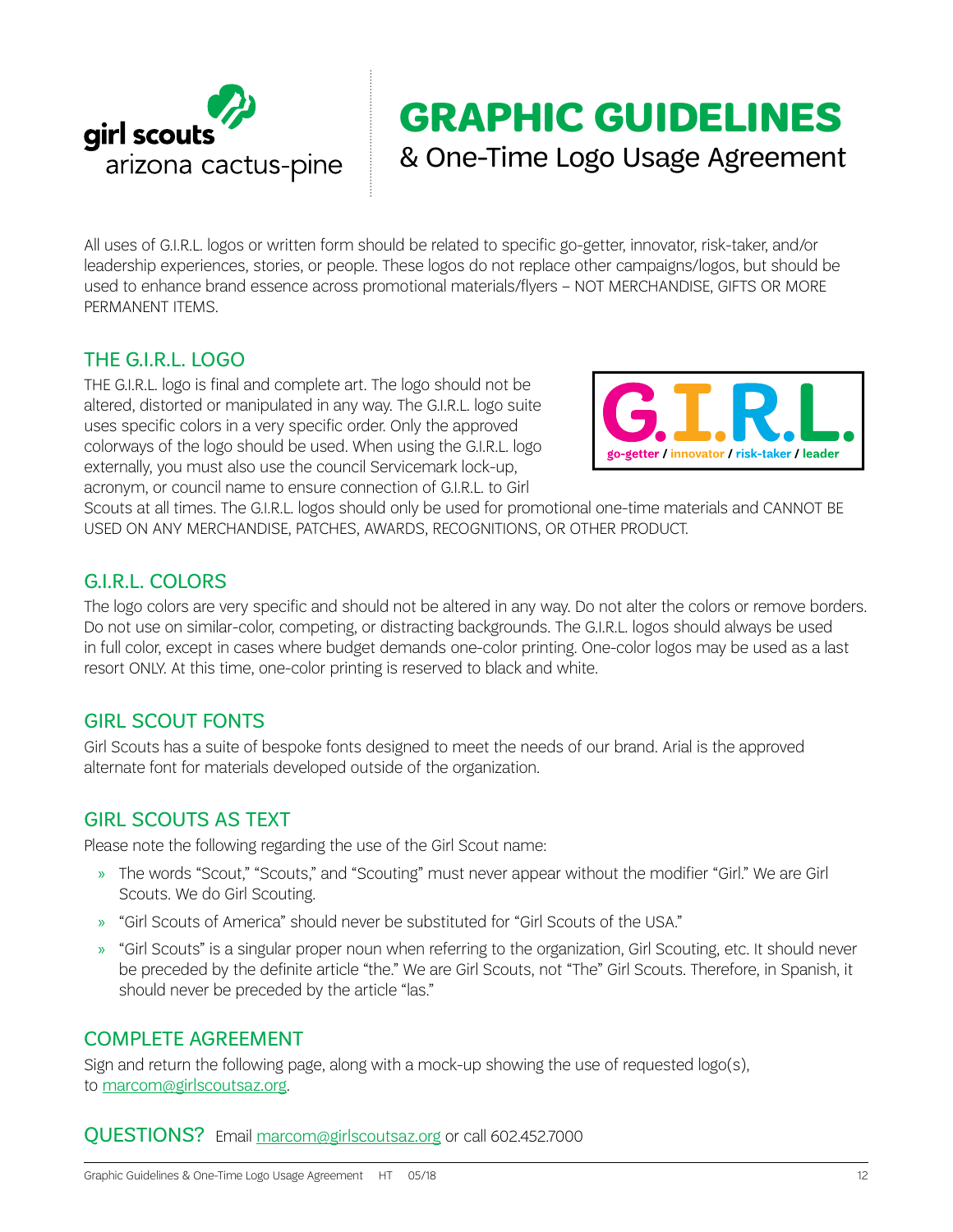girl scouts
arizona cactus-pine

# GRAPHIC GUIDELINES

## & One-Time Logo Usage Agreement

All uses of G.I.R.L. logos or written form should be related to specific go-getter, innovator, risk-taker, and/or leadership experiences, stories, or people. These logos do not replace other campaigns/logos, but should be used to enhance brand essence across promotional materials/flyers – NOT MERCHANDISE, GIFTS OR MORE PERMANENT ITEMS.

## THE G.I.R.L. LOGO

THE G.I.R.L. logo is final and complete art. The logo should not be altered, distorted or manipulated in any way. The G.I.R.L. logo suite uses specific colors in a very specific order. Only the approved colorways of the logo should be used. When using the G.I.R.L. logo externally, you must also use the council Servicemark lock-up, acronym, or council name to ensure connection of G.I.R.L. to Girl Scouts at all times. The G.I.R.L. logos should only be used for promotional one-time materials and CANNOT BE USED ON ANY MERCHANDISE, PATCHES, AWARDS, RECOGNITIONS, OR OTHER PRODUCT.

G.I.R.L.
go-getter / innovator / risk-taker / leader

## G.I.R.L. COLORS

The logo colors are very specific and should not be altered in any way. Do not alter the colors or remove borders. Do not use on similar-color, competing, or distracting backgrounds. The G.I.R.L. logos should always be used in full color, except in cases where budget demands one-color printing. One-color logos may be used as a last resort ONLY. At this time, one-color printing is reserved to black and white.

## GIRL SCOUT FONTS

Girl Scouts has a suite of bespoke fonts designed to meet the needs of our brand. Arial is the approved alternate font for materials developed outside of the organization.

## GIRL SCOUTS AS TEXT

Please note the following regarding the use of the Girl Scout name:

- The words "Scout," "Scouts," and "Scouting" must never appear without the modifier "Girl." We are Girl Scouts. We do Girl Scouting.
- "Girl Scouts of America" should never be substituted for "Girl Scouts of the USA."
- "Girl Scouts" is a singular proper noun when referring to the organization, Girl Scouting, etc. It should never be preceded by the definite article "the." We are Girl Scouts, not "The" Girl Scouts. Therefore, in Spanish, it should never be preceded by the article "las."

## COMPLETE AGREEMENT

Sign and return the following page, along with a mock-up showing the use of requested logo(s), to marcom@girlscoutsaz.org.

## QUESTIONS?

Email marcom@girlscoutsaz.org or call 602.452.7000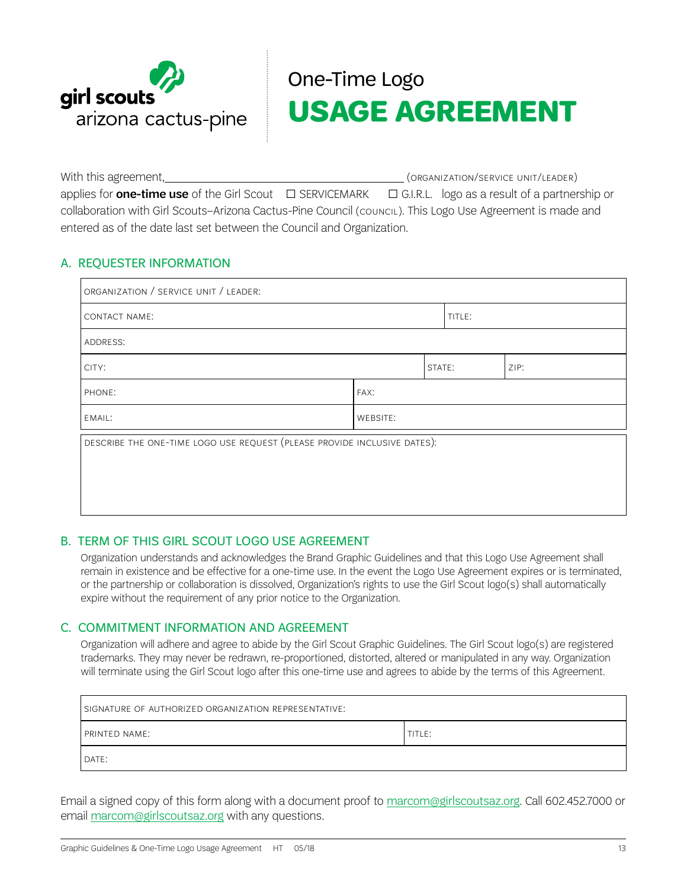girl scouts
arizona cactus-pine

# One-Time Logo USAGE AGREEMENT

With this agreement,\_\_\_\_\_\_\_\_\_\_\_\_\_\_\_\_\_\_\_\_\_\_\_\_\_\_\_\_\_\_\_\_\_\_\_\_\_\_\_\_ (ORGANIZATION/SERVICE UNIT/LEADER) applies for **one-time use** of the Girl Scout ☐ SERVICEMARK ☐ G.I.R.L. logo as a result of a partnership or collaboration with Girl Scouts–Arizona Cactus-Pine Council (COUNCIL). This Logo Use Agreement is made and entered as of the date last set between the Council and Organization.

## A. REQUESTER INFORMATION

| ORGANIZATION / SERVICE UNIT / LEADER: | | | |
|---|---|---|---|
| CONTACT NAME: | | TITLE: | |
| ADDRESS: | | | |
| CITY: | | STATE: | ZIP: |
| PHONE: | FAX: | | |
| EMAIL: | WEBSITE: | | |

| DESCRIBE THE ONE-TIME LOGO USE REQUEST (PLEASE PROVIDE INCLUSIVE DATES): |
|---|
| |

## B. TERM OF THIS GIRL SCOUT LOGO USE AGREEMENT

Organization understands and acknowledges the Brand Graphic Guidelines and that this Logo Use Agreement shall remain in existence and be effective for a one-time use. In the event the Logo Use Agreement expires or is terminated, or the partnership or collaboration is dissolved, Organization's rights to use the Girl Scout logo(s) shall automatically expire without the requirement of any prior notice to the Organization.

## C. COMMITMENT INFORMATION AND AGREEMENT

Organization will adhere and agree to abide by the Girl Scout Graphic Guidelines. The Girl Scout logo(s) are registered trademarks. They may never be redrawn, re-proportioned, distorted, altered or manipulated in any way. Organization will terminate using the Girl Scout logo after this one-time use and agrees to abide by the terms of this Agreement.

| SIGNATURE OF AUTHORIZED ORGANIZATION REPRESENTATIVE: | |
|---|---|
| PRINTED NAME: | TITLE: |
| DATE: | |

Email a signed copy of this form along with a document proof to marcom@girlscoutsaz.org. Call 602.452.7000 or email marcom@girlscoutsaz.org with any questions.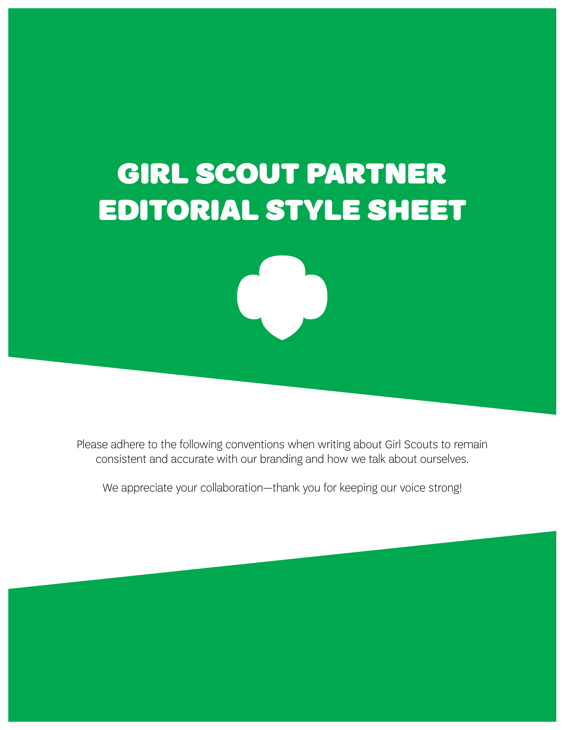# GIRL SCOUT PARTNER EDITORIAL STYLE SHEET

Please adhere to the following conventions when writing about Girl Scouts to remain consistent and accurate with our branding and how we talk about ourselves.

We appreciate your collaboration—thank you for keeping our voice strong!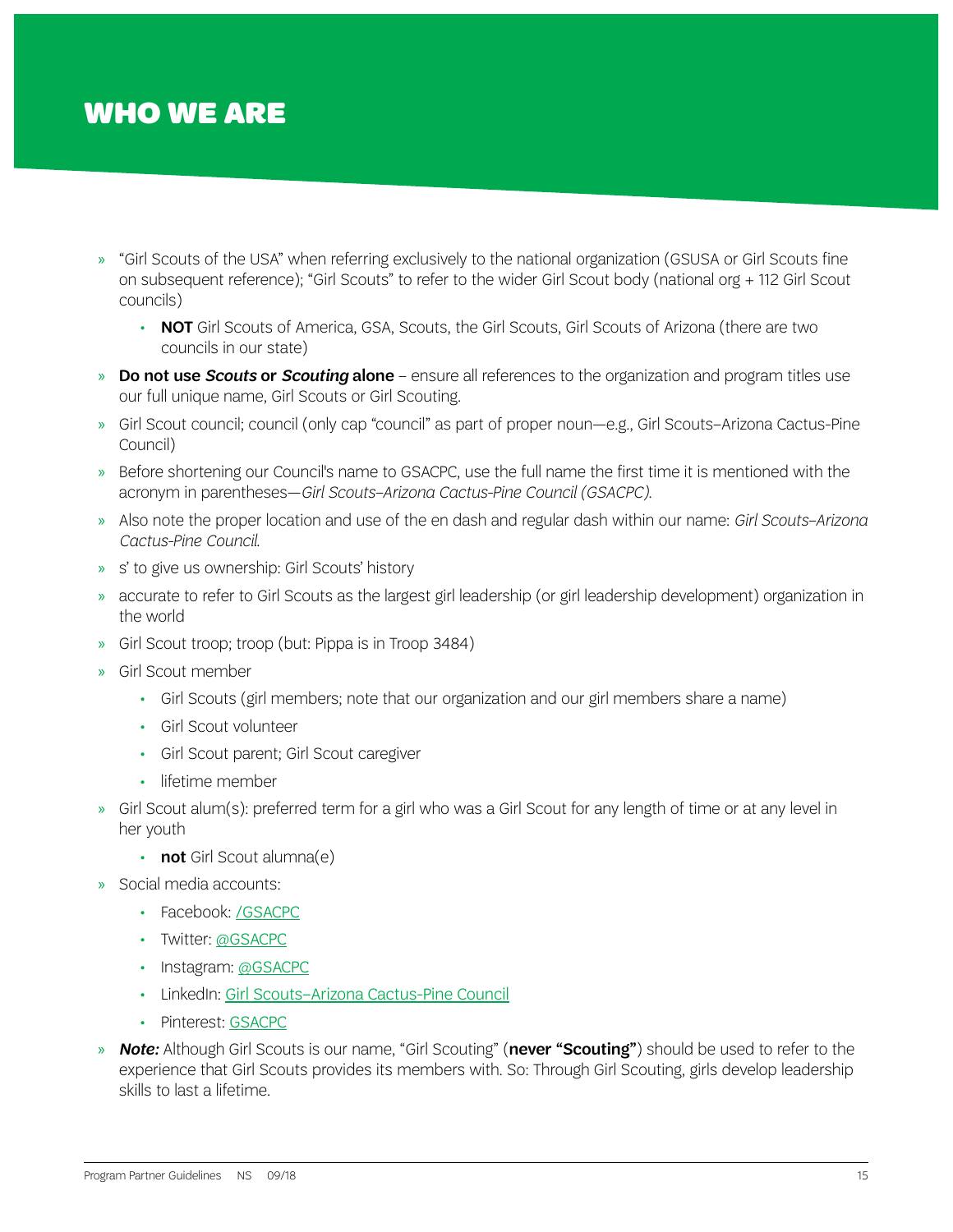# WHO WE ARE

- "Girl Scouts of the USA" when referring exclusively to the national organization (GSUSA or Girl Scouts fine on subsequent reference); "Girl Scouts" to refer to the wider Girl Scout body (national org + 112 Girl Scout councils)
  - **NOT** Girl Scouts of America, GSA, Scouts, the Girl Scouts, Girl Scouts of Arizona (there are two councils in our state)
- **Do not use *Scouts* or *Scouting* alone** – ensure all references to the organization and program titles use our full unique name, Girl Scouts or Girl Scouting.
- Girl Scout council; council (only cap "council" as part of proper noun—e.g., Girl Scouts–Arizona Cactus-Pine Council)
- Before shortening our Council's name to GSACPC, use the full name the first time it is mentioned with the acronym in parentheses—*Girl Scouts–Arizona Cactus-Pine Council (GSACPC).*
- Also note the proper location and use of the en dash and regular dash within our name: *Girl Scouts–Arizona Cactus-Pine Council.*
- s' to give us ownership: Girl Scouts' history
- accurate to refer to Girl Scouts as the largest girl leadership (or girl leadership development) organization in the world
- Girl Scout troop; troop (but: Pippa is in Troop 3484)
- Girl Scout member
  - Girl Scouts (girl members; note that our organization and our girl members share a name)
  - Girl Scout volunteer
  - Girl Scout parent; Girl Scout caregiver
  - lifetime member
- Girl Scout alum(s): preferred term for a girl who was a Girl Scout for any length of time or at any level in her youth
  - **not** Girl Scout alumna(e)
- Social media accounts:
  - Facebook: /GSACPC
  - Twitter: @GSACPC
  - Instagram: @GSACPC
  - LinkedIn: Girl Scouts–Arizona Cactus-Pine Council
  - Pinterest: GSACPC
- ***Note:*** Although Girl Scouts is our name, "Girl Scouting" (**never "Scouting"**) should be used to refer to the experience that Girl Scouts provides its members with. So: Through Girl Scouting, girls develop leadership skills to last a lifetime.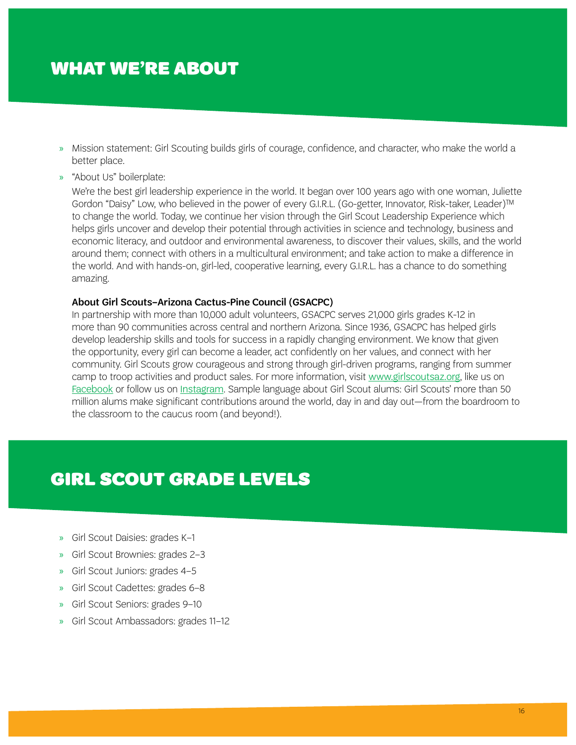## WHAT WE'RE ABOUT

- Mission statement: Girl Scouting builds girls of courage, confidence, and character, who make the world a better place.
- "About Us" boilerplate:

  We're the best girl leadership experience in the world. It began over 100 years ago with one woman, Juliette Gordon "Daisy" Low, who believed in the power of every G.I.R.L. (Go-getter, Innovator, Risk-taker, Leader)™ to change the world. Today, we continue her vision through the Girl Scout Leadership Experience which helps girls uncover and develop their potential through activities in science and technology, business and economic literacy, and outdoor and environmental awareness, to discover their values, skills, and the world around them; connect with others in a multicultural environment; and take action to make a difference in the world. And with hands-on, girl-led, cooperative learning, every G.I.R.L. has a chance to do something amazing.

  **About Girl Scouts–Arizona Cactus-Pine Council (GSACPC)**

  In partnership with more than 10,000 adult volunteers, GSACPC serves 21,000 girls grades K-12 in more than 90 communities across central and northern Arizona. Since 1936, GSACPC has helped girls develop leadership skills and tools for success in a rapidly changing environment. We know that given the opportunity, every girl can become a leader, act confidently on her values, and connect with her community. Girl Scouts grow courageous and strong through girl-driven programs, ranging from summer camp to troop activities and product sales. For more information, visit www.girlscoutsaz.org, like us on Facebook or follow us on Instagram. Sample language about Girl Scout alums: Girl Scouts' more than 50 million alums make significant contributions around the world, day in and day out—from the boardroom to the classroom to the caucus room (and beyond!).

## GIRL SCOUT GRADE LEVELS

- Girl Scout Daisies: grades K–1
- Girl Scout Brownies: grades 2–3
- Girl Scout Juniors: grades 4–5
- Girl Scout Cadettes: grades 6–8
- Girl Scout Seniors: grades 9–10
- Girl Scout Ambassadors: grades 11–12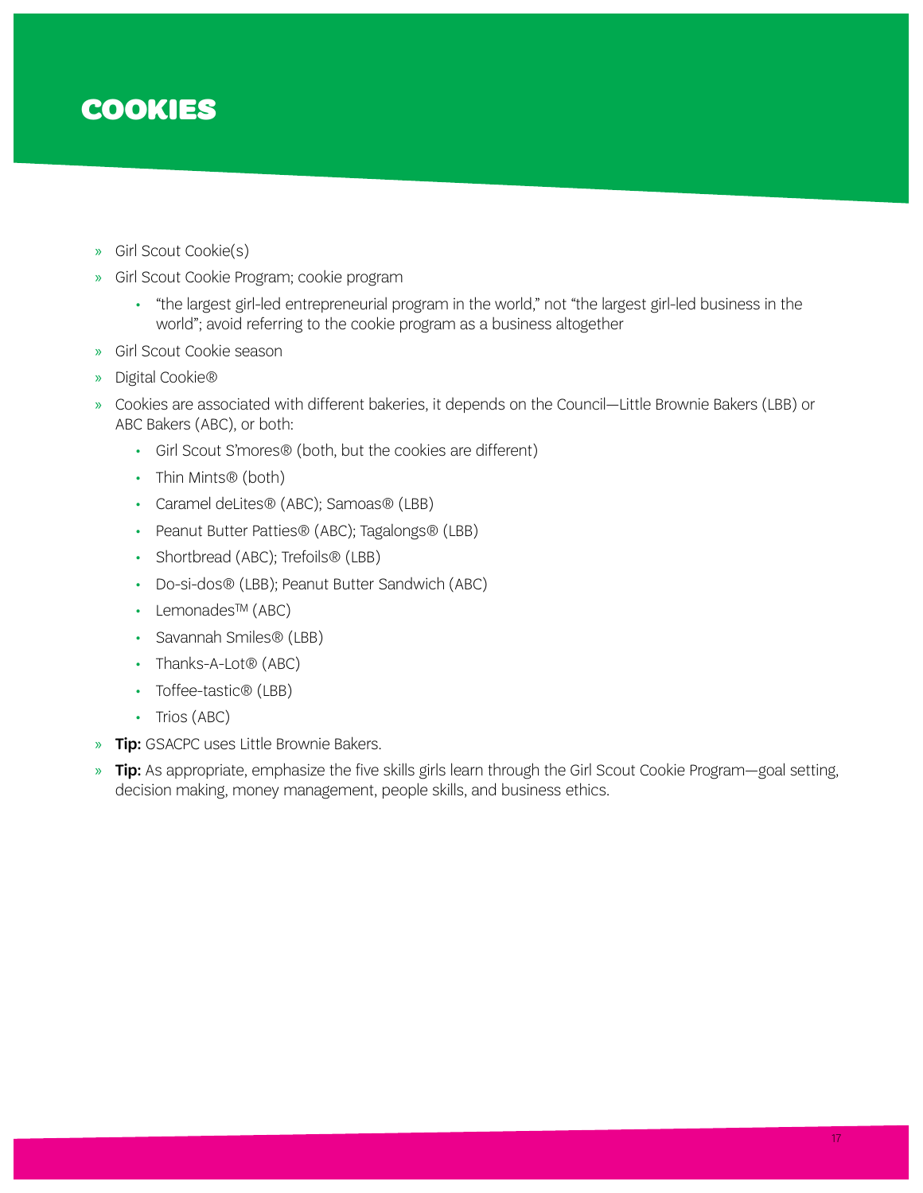# COOKIES

- Girl Scout Cookie(s)
- Girl Scout Cookie Program; cookie program
  - "the largest girl-led entrepreneurial program in the world," not "the largest girl-led business in the world"; avoid referring to the cookie program as a business altogether
- Girl Scout Cookie season
- Digital Cookie®
- Cookies are associated with different bakeries, it depends on the Council—Little Brownie Bakers (LBB) or ABC Bakers (ABC), or both:
  - Girl Scout S'mores® (both, but the cookies are different)
  - Thin Mints® (both)
  - Caramel deLites® (ABC); Samoas® (LBB)
  - Peanut Butter Patties® (ABC); Tagalongs® (LBB)
  - Shortbread (ABC); Trefoils® (LBB)
  - Do-si-dos® (LBB); Peanut Butter Sandwich (ABC)
  - Lemonades™ (ABC)
  - Savannah Smiles® (LBB)
  - Thanks-A-Lot® (ABC)
  - Toffee-tastic® (LBB)
  - Trios (ABC)
- **Tip:** GSACPC uses Little Brownie Bakers.
- **Tip:** As appropriate, emphasize the five skills girls learn through the Girl Scout Cookie Program—goal setting, decision making, money management, people skills, and business ethics.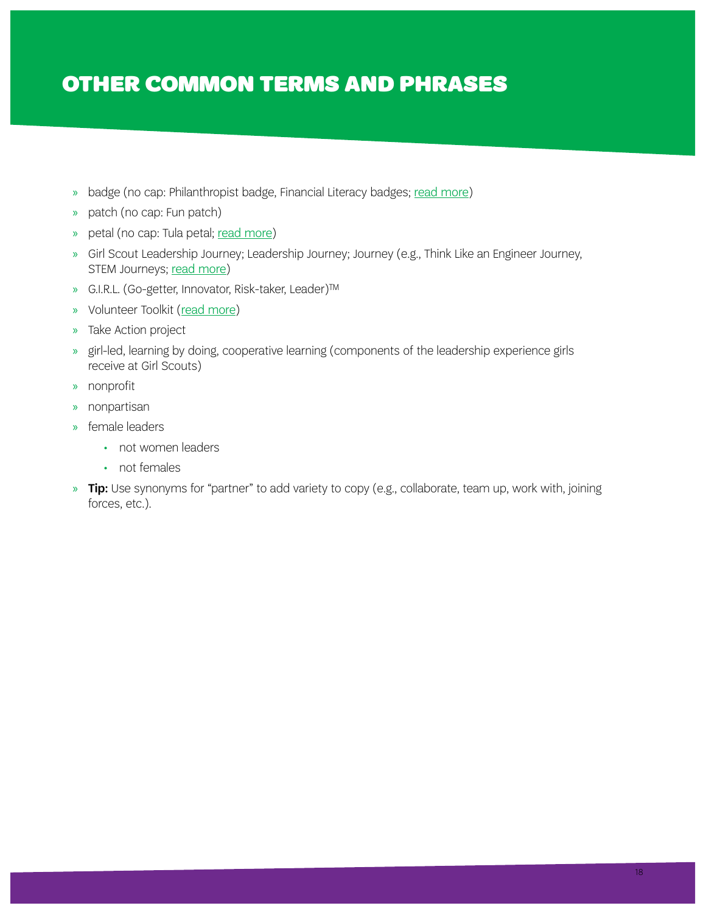# OTHER COMMON TERMS AND PHRASES

- badge (no cap: Philanthropist badge, Financial Literacy badges; read more)
- patch (no cap: Fun patch)
- petal (no cap: Tula petal; read more)
- Girl Scout Leadership Journey; Leadership Journey; Journey (e.g., Think Like an Engineer Journey, STEM Journeys; read more)
- G.I.R.L. (Go-getter, Innovator, Risk-taker, Leader)™
- Volunteer Toolkit (read more)
- Take Action project
- girl-led, learning by doing, cooperative learning (components of the leadership experience girls receive at Girl Scouts)
- nonprofit
- nonpartisan
- female leaders
  - not women leaders
  - not females
- **Tip:** Use synonyms for "partner" to add variety to copy (e.g., collaborate, team up, work with, joining forces, etc.).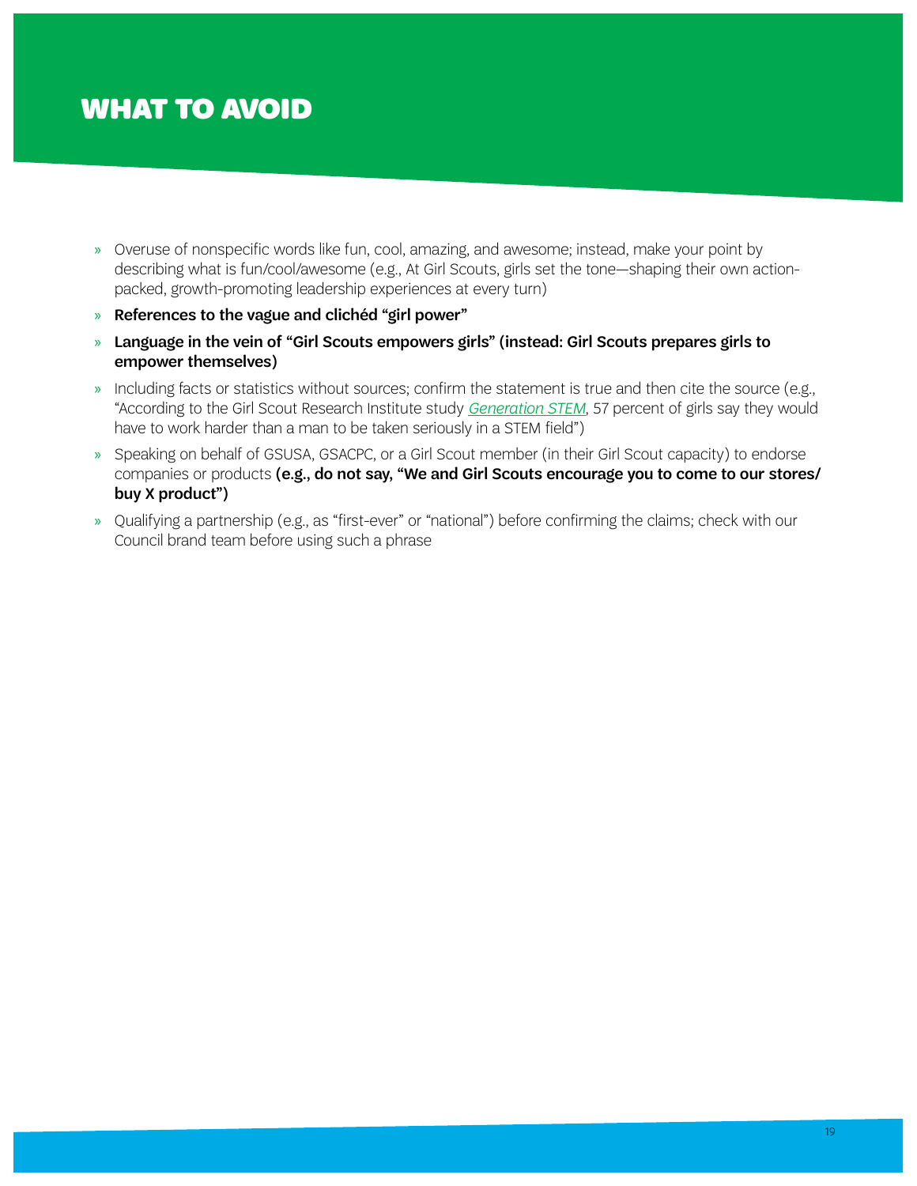# WHAT TO AVOID

- Overuse of nonspecific words like fun, cool, amazing, and awesome; instead, make your point by describing what is fun/cool/awesome (e.g., At Girl Scouts, girls set the tone—shaping their own action-packed, growth-promoting leadership experiences at every turn)
- **References to the vague and clichéd "girl power"**
- **Language in the vein of "Girl Scouts empowers girls" (instead: Girl Scouts prepares girls to empower themselves)**
- Including facts or statistics without sources; confirm the statement is true and then cite the source (e.g., "According to the Girl Scout Research Institute study *Generation STEM*, 57 percent of girls say they would have to work harder than a man to be taken seriously in a STEM field")
- Speaking on behalf of GSUSA, GSACPC, or a Girl Scout member (in their Girl Scout capacity) to endorse companies or products **(e.g., do not say, "We and Girl Scouts encourage you to come to our stores/ buy X product")**
- Qualifying a partnership (e.g., as "first-ever" or "national") before confirming the claims; check with our Council brand team before using such a phrase